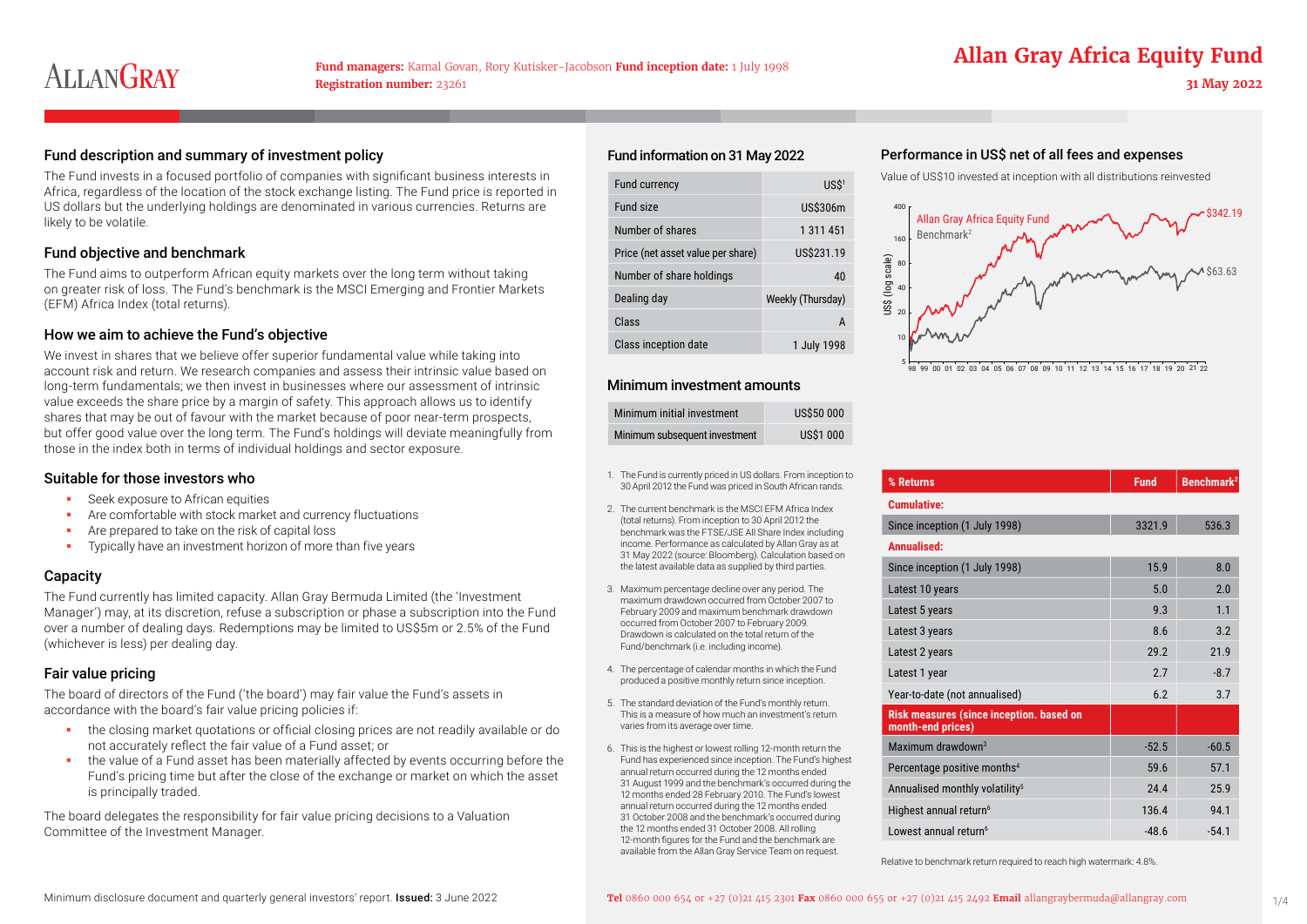ALLANGRAY

**Fund managers:** Kamal Govan, Rory Kutisker-Jacobson **Fund inception date:** 1 July 1998
**Registration number:** 23261

# Allan Gray Africa Equity Fund

**31 May 2022**

## Fund description and summary of investment policy

The Fund invests in a focused portfolio of companies with significant business interests in Africa, regardless of the location of the stock exchange listing. The Fund price is reported in US dollars but the underlying holdings are denominated in various currencies. Returns are likely to be volatile.

## Fund objective and benchmark

The Fund aims to outperform African equity markets over the long term without taking on greater risk of loss. The Fund's benchmark is the MSCI Emerging and Frontier Markets (EFM) Africa Index (total returns).

## How we aim to achieve the Fund's objective

We invest in shares that we believe offer superior fundamental value while taking into account risk and return. We research companies and assess their intrinsic value based on long-term fundamentals; we then invest in businesses where our assessment of intrinsic value exceeds the share price by a margin of safety. This approach allows us to identify shares that may be out of favour with the market because of poor near-term prospects, but offer good value over the long term. The Fund's holdings will deviate meaningfully from those in the index both in terms of individual holdings and sector exposure.

## Suitable for those investors who

- Seek exposure to African equities
- Are comfortable with stock market and currency fluctuations
- Are prepared to take on the risk of capital loss
- Typically have an investment horizon of more than five years

## Capacity

The Fund currently has limited capacity. Allan Gray Bermuda Limited (the 'Investment Manager') may, at its discretion, refuse a subscription or phase a subscription into the Fund over a number of dealing days. Redemptions may be limited to US$5m or 2.5% of the Fund (whichever is less) per dealing day.

## Fair value pricing

The board of directors of the Fund ('the board') may fair value the Fund's assets in accordance with the board's fair value pricing policies if:

- the closing market quotations or official closing prices are not readily available or do not accurately reflect the fair value of a Fund asset; or
- the value of a Fund asset has been materially affected by events occurring before the Fund's pricing time but after the close of the exchange or market on which the asset is principally traded.

The board delegates the responsibility for fair value pricing decisions to a Valuation Committee of the Investment Manager.

## Fund information on 31 May 2022

| | |
|---|---|
| Fund currency | US$[1] |
| Fund size | US$306m |
| Number of shares | 1 311 451 |
| Price (net asset value per share) | US$231.19 |
| Number of share holdings | 40 |
| Dealing day | Weekly (Thursday) |
| Class | A |
| Class inception date | 1 July 1998 |

## Minimum investment amounts

| | |
|---|---|
| Minimum initial investment | US$50 000 |
| Minimum subsequent investment | US$1 000 |

1. The Fund is currently priced in US dollars. From inception to 30 April 2012 the Fund was priced in South African rands.
2. The current benchmark is the MSCI EFM Africa Index (total returns). From inception to 30 April 2012 the benchmark was the FTSE/JSE All Share Index including income. Performance as calculated by Allan Gray as at 31 May 2022 (source: Bloomberg). Calculation based on the latest available data as supplied by third parties.
3. Maximum percentage decline over any period. The maximum drawdown occurred from October 2007 to February 2009 and maximum benchmark drawdown occurred from October 2007 to February 2009. Drawdown is calculated on the total return of the Fund/benchmark (i.e. including income).
4. The percentage of calendar months in which the Fund produced a positive monthly return since inception.
5. The standard deviation of the Fund's monthly return. This is a measure of how much an investment's return varies from its average over time.
6. This is the highest or lowest rolling 12-month return the Fund has experienced since inception. The Fund's highest annual return occurred during the 12 months ended 31 August 1999 and the benchmark's occurred during the 12 months ended 28 February 2010. The Fund's lowest annual return occurred during the 12 months ended 31 October 2008 and the benchmark's occurred during the 12 months ended 31 October 2008. All rolling 12-month figures for the Fund and the benchmark are available from the Allan Gray Service Team on request.

## Performance in US$ net of all fees and expenses

Value of US$10 invested at inception with all distributions reinvested

Allan Gray Africa Equity Fund: $342.19
Benchmark[2]: $63.63

| % Returns | Fund | Benchmark[2] |
|---|---|---|
| **Cumulative:** | | |
| Since inception (1 July 1998) | 3321.9 | 536.3 |
| **Annualised:** | | |
| Since inception (1 July 1998) | 15.9 | 8.0 |
| Latest 10 years | 5.0 | 2.0 |
| Latest 5 years | 9.3 | 1.1 |
| Latest 3 years | 8.6 | 3.2 |
| Latest 2 years | 29.2 | 21.9 |
| Latest 1 year | 2.7 | -8.7 |
| Year-to-date (not annualised) | 6.2 | 3.7 |
| **Risk measures (since inception, based on month-end prices)** | | |
| Maximum drawdown[3] | -52.5 | -60.5 |
| Percentage positive months[4] | 59.6 | 57.1 |
| Annualised monthly volatility[5] | 24.4 | 25.9 |
| Highest annual return[6] | 136.4 | 94.1 |
| Lowest annual return[6] | -48.6 | -54.1 |

Relative to benchmark return required to reach high watermark: 4.8%.

Minimum disclosure document and quarterly general investors' report. **Issued:** 3 June 2022

**Tel** 0860 000 654 or +27 (0)21 415 2301 **Fax** 0860 000 655 or +27 (0)21 415 2492 **Email** allangraybermuda@allangray.com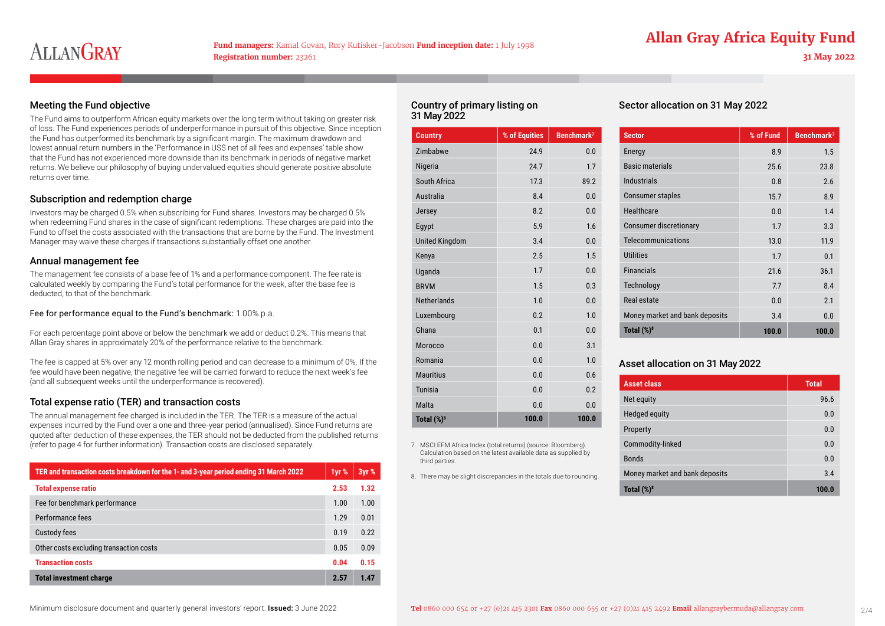# Allan Gray Africa Equity Fund

**31 May 2022**

**Fund managers:** Kamal Govan, Rory Kutisker-Jacobson **Fund inception date:** 1 July 1998
**Registration number:** 23261

## Meeting the Fund objective

The Fund aims to outperform African equity markets over the long term without taking on greater risk of loss. The Fund experiences periods of underperformance in pursuit of this objective. Since inception the Fund has outperformed its benchmark by a significant margin. The maximum drawdown and lowest annual return numbers in the 'Performance in US$ net of all fees and expenses' table show that the Fund has not experienced more downside than its benchmark in periods of negative market returns. We believe our philosophy of buying undervalued equities should generate positive absolute returns over time.

## Subscription and redemption charge

Investors may be charged 0.5% when subscribing for Fund shares. Investors may be charged 0.5% when redeeming Fund shares in the case of significant redemptions. These charges are paid into the Fund to offset the costs associated with the transactions that are borne by the Fund. The Investment Manager may waive these charges if transactions substantially offset one another.

## Annual management fee

The management fee consists of a base fee of 1% and a performance component. The fee rate is calculated weekly by comparing the Fund's total performance for the week, after the base fee is deducted, to that of the benchmark.

Fee for performance equal to the Fund's benchmark: 1.00% p.a.

For each percentage point above or below the benchmark we add or deduct 0.2%. This means that Allan Gray shares in approximately 20% of the performance relative to the benchmark.

The fee is capped at 5% over any 12 month rolling period and can decrease to a minimum of 0%. If the fee would have been negative, the negative fee will be carried forward to reduce the next week's fee (and all subsequent weeks until the underperformance is recovered).

## Total expense ratio (TER) and transaction costs

The annual management fee charged is included in the TER. The TER is a measure of the actual expenses incurred by the Fund over a one and three-year period (annualised). Since Fund returns are quoted after deduction of these expenses, the TER should not be deducted from the published returns (refer to page 4 for further information). Transaction costs are disclosed separately.

| TER and transaction costs breakdown for the 1- and 3-year period ending 31 March 2022 | 1yr % | 3yr % |
|---|---|---|
| **Total expense ratio** | **2.53** | **1.32** |
| Fee for benchmark performance | 1.00 | 1.00 |
| Performance fees | 1.29 | 0.01 |
| Custody fees | 0.19 | 0.22 |
| Other costs excluding transaction costs | 0.05 | 0.09 |
| **Transaction costs** | **0.04** | **0.15** |
| **Total investment charge** | **2.57** | **1.47** |

## Country of primary listing on 31 May 2022

| Country | % of Equities | Benchmark[7] |
|---|---|---|
| Zimbabwe | 24.9 | 0.0 |
| Nigeria | 24.7 | 1.7 |
| South Africa | 17.3 | 89.2 |
| Australia | 8.4 | 0.0 |
| Jersey | 8.2 | 0.0 |
| Egypt | 5.9 | 1.6 |
| United Kingdom | 3.4 | 0.0 |
| Kenya | 2.5 | 1.5 |
| Uganda | 1.7 | 0.0 |
| BRVM | 1.5 | 0.3 |
| Netherlands | 1.0 | 0.0 |
| Luxembourg | 0.2 | 1.0 |
| Ghana | 0.1 | 0.0 |
| Morocco | 0.0 | 3.1 |
| Romania | 0.0 | 1.0 |
| Mauritius | 0.0 | 0.6 |
| Tunisia | 0.0 | 0.2 |
| Malta | 0.0 | 0.0 |
| **Total (%)[8]** | **100.0** | **100.0** |

7. MSCI EFM Africa Index (total returns) (source: Bloomberg). Calculation based on the latest available data as supplied by third parties.

8. There may be slight discrepancies in the totals due to rounding.

## Sector allocation on 31 May 2022

| Sector | % of Fund | Benchmark[7] |
|---|---|---|
| Energy | 8.9 | 1.5 |
| Basic materials | 25.6 | 23.8 |
| Industrials | 0.8 | 2.6 |
| Consumer staples | 15.7 | 8.9 |
| Healthcare | 0.0 | 1.4 |
| Consumer discretionary | 1.7 | 3.3 |
| Telecommunications | 13.0 | 11.9 |
| Utilities | 1.7 | 0.1 |
| Financials | 21.6 | 36.1 |
| Technology | 7.7 | 8.4 |
| Real estate | 0.0 | 2.1 |
| Money market and bank deposits | 3.4 | 0.0 |
| **Total (%)[8]** | **100.0** | **100.0** |

## Asset allocation on 31 May 2022

| Asset class | Total |
|---|---|
| Net equity | 96.6 |
| Hedged equity | 0.0 |
| Property | 0.0 |
| Commodity-linked | 0.0 |
| Bonds | 0.0 |
| Money market and bank deposits | 3.4 |
| **Total (%)[8]** | **100.0** |

Minimum disclosure document and quarterly general investors' report. **Issued:** 3 June 2022

**Tel** 0860 000 654 or +27 (0)21 415 2301 **Fax** 0860 000 655 or +27 (0)21 415 2492 **Email** allangraybermuda@allangray.com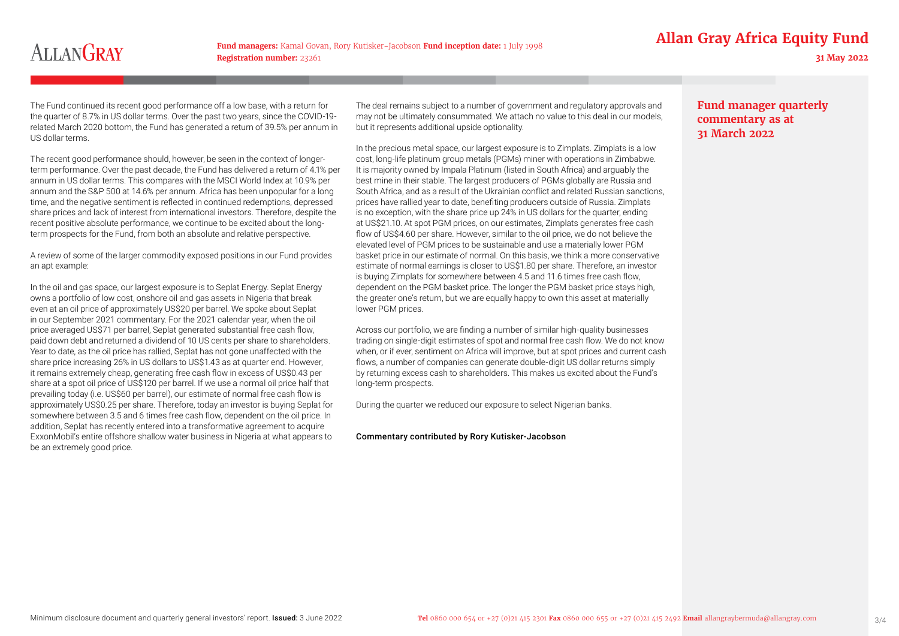# Allan Gray Africa Equity Fund

**Fund managers:** Kamal Govan, Rory Kutisker-Jacobson **Fund inception date:** 1 July 1998
**Registration number:** 23261

31 May 2022

## Fund manager quarterly commentary as at 31 March 2022

The Fund continued its recent good performance off a low base, with a return for the quarter of 8.7% in US dollar terms. Over the past two years, since the COVID-19-related March 2020 bottom, the Fund has generated a return of 39.5% per annum in US dollar terms.

The recent good performance should, however, be seen in the context of longer-term performance. Over the past decade, the Fund has delivered a return of 4.1% per annum in US dollar terms. This compares with the MSCI World Index at 10.9% per annum and the S&P 500 at 14.6% per annum. Africa has been unpopular for a long time, and the negative sentiment is reflected in continued redemptions, depressed share prices and lack of interest from international investors. Therefore, despite the recent positive absolute performance, we continue to be excited about the long-term prospects for the Fund, from both an absolute and relative perspective.

A review of some of the larger commodity exposed positions in our Fund provides an apt example:

In the oil and gas space, our largest exposure is to Seplat Energy. Seplat Energy owns a portfolio of low cost, onshore oil and gas assets in Nigeria that break even at an oil price of approximately US$20 per barrel. We spoke about Seplat in our September 2021 commentary. For the 2021 calendar year, when the oil price averaged US$71 per barrel, Seplat generated substantial free cash flow, paid down debt and returned a dividend of 10 US cents per share to shareholders. Year to date, as the oil price has rallied, Seplat has not gone unaffected with the share price increasing 26% in US dollars to US$1.43 as at quarter end. However, it remains extremely cheap, generating free cash flow in excess of US$0.43 per share at a spot oil price of US$120 per barrel. If we use a normal oil price half that prevailing today (i.e. US$60 per barrel), our estimate of normal free cash flow is approximately US$0.25 per share. Therefore, today an investor is buying Seplat for somewhere between 3.5 and 6 times free cash flow, dependent on the oil price. In addition, Seplat has recently entered into a transformative agreement to acquire ExxonMobil's entire offshore shallow water business in Nigeria at what appears to be an extremely good price.

The deal remains subject to a number of government and regulatory approvals and may not be ultimately consummated. We attach no value to this deal in our models, but it represents additional upside optionality.

In the precious metal space, our largest exposure is to Zimplats. Zimplats is a low cost, long-life platinum group metals (PGMs) miner with operations in Zimbabwe. It is majority owned by Impala Platinum (listed in South Africa) and arguably the best mine in their stable. The largest producers of PGMs globally are Russia and South Africa, and as a result of the Ukrainian conflict and related Russian sanctions, prices have rallied year to date, benefiting producers outside of Russia. Zimplats is no exception, with the share price up 24% in US dollars for the quarter, ending at US$21.10. At spot PGM prices, on our estimates, Zimplats generates free cash flow of US$4.60 per share. However, similar to the oil price, we do not believe the elevated level of PGM prices to be sustainable and use a materially lower PGM basket price in our estimate of normal. On this basis, we think a more conservative estimate of normal earnings is closer to US$1.80 per share. Therefore, an investor is buying Zimplats for somewhere between 4.5 and 11.6 times free cash flow, dependent on the PGM basket price. The longer the PGM basket price stays high, the greater one's return, but we are equally happy to own this asset at materially lower PGM prices.

Across our portfolio, we are finding a number of similar high-quality businesses trading on single-digit estimates of spot and normal free cash flow. We do not know when, or if ever, sentiment on Africa will improve, but at spot prices and current cash flows, a number of companies can generate double-digit US dollar returns simply by returning excess cash to shareholders. This makes us excited about the Fund's long-term prospects.

During the quarter we reduced our exposure to select Nigerian banks.

Commentary contributed by Rory Kutisker-Jacobson

Minimum disclosure document and quarterly general investors' report. **Issued:** 3 June 2022

**Tel** 0860 000 654 or +27 (0)21 415 2301 **Fax** 0860 000 655 or +27 (0)21 415 2492 **Email** allangraybermuda@allangray.com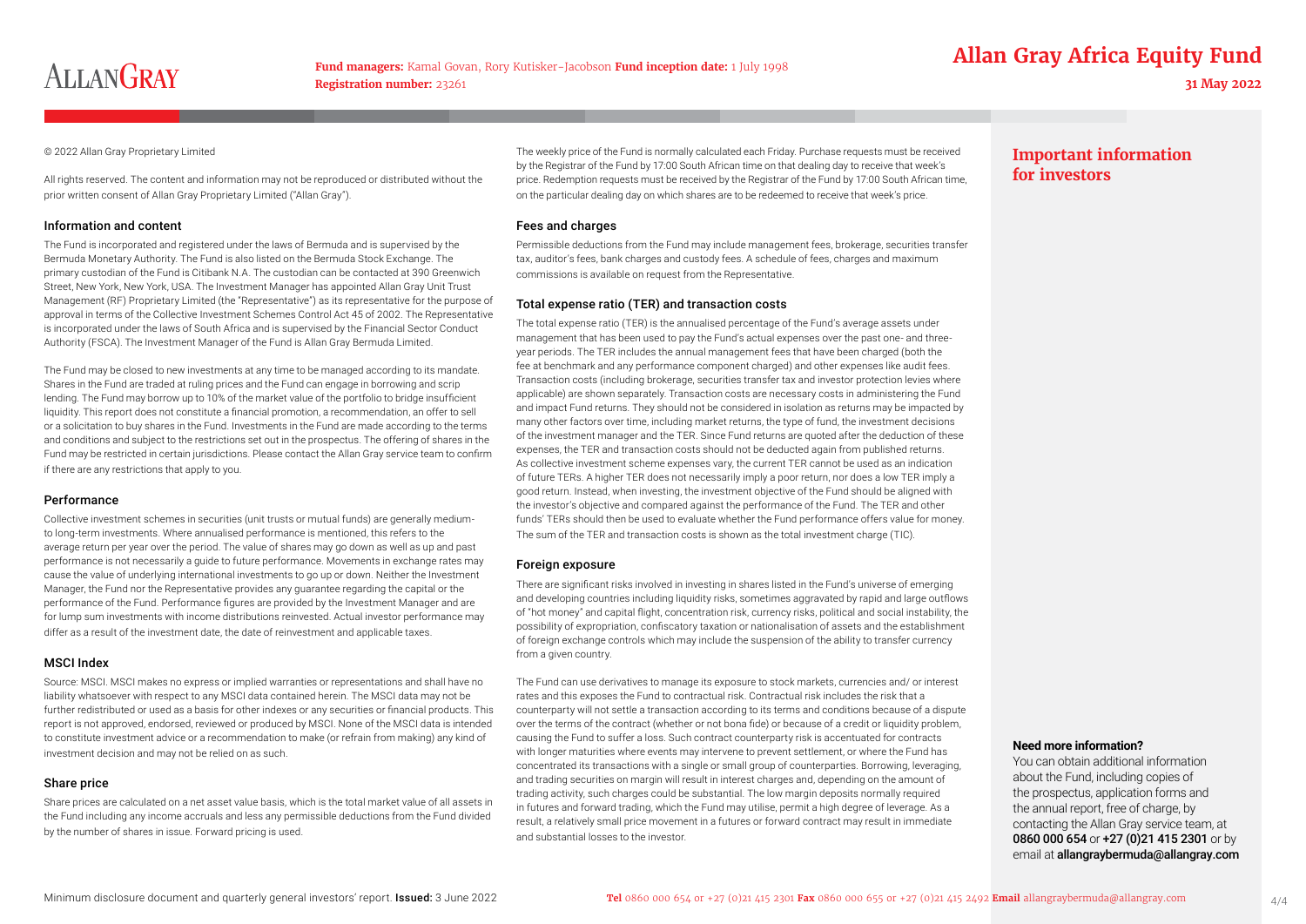# Important information for investors

© 2022 Allan Gray Proprietary Limited

All rights reserved. The content and information may not be reproduced or distributed without the prior written consent of Allan Gray Proprietary Limited ("Allan Gray").

### Information and content

The Fund is incorporated and registered under the laws of Bermuda and is supervised by the Bermuda Monetary Authority. The Fund is also listed on the Bermuda Stock Exchange. The primary custodian of the Fund is Citibank N.A. The custodian can be contacted at 390 Greenwich Street, New York, New York, USA. The Investment Manager has appointed Allan Gray Unit Trust Management (RF) Proprietary Limited (the "Representative") as its representative for the purpose of approval in terms of the Collective Investment Schemes Control Act 45 of 2002. The Representative is incorporated under the laws of South Africa and is supervised by the Financial Sector Conduct Authority (FSCA). The Investment Manager of the Fund is Allan Gray Bermuda Limited.

The Fund may be closed to new investments at any time to be managed according to its mandate. Shares in the Fund are traded at ruling prices and the Fund can engage in borrowing and scrip lending. The Fund may borrow up to 10% of the market value of the portfolio to bridge insufficient liquidity. This report does not constitute a financial promotion, a recommendation, an offer to sell or a solicitation to buy shares in the Fund. Investments in the Fund are made according to the terms and conditions and subject to the restrictions set out in the prospectus. The offering of shares in the Fund may be restricted in certain jurisdictions. Please contact the Allan Gray service team to confirm if there are any restrictions that apply to you.

### Performance

Collective investment schemes in securities (unit trusts or mutual funds) are generally medium- to long-term investments. Where annualised performance is mentioned, this refers to the average return per year over the period. The value of shares may go down as well as up and past performance is not necessarily a guide to future performance. Movements in exchange rates may cause the value of underlying international investments to go up or down. Neither the Investment Manager, the Fund nor the Representative provides any guarantee regarding the capital or the performance of the Fund. Performance figures are provided by the Investment Manager and are for lump sum investments with income distributions reinvested. Actual investor performance may differ as a result of the investment date, the date of reinvestment and applicable taxes.

### MSCI Index

Source: MSCI. MSCI makes no express or implied warranties or representations and shall have no liability whatsoever with respect to any MSCI data contained herein. The MSCI data may not be further redistributed or used as a basis for other indexes or any securities or financial products. This report is not approved, endorsed, reviewed or produced by MSCI. None of the MSCI data is intended to constitute investment advice or a recommendation to make (or refrain from making) any kind of investment decision and may not be relied on as such.

### Share price

Share prices are calculated on a net asset value basis, which is the total market value of all assets in the Fund including any income accruals and less any permissible deductions from the Fund divided by the number of shares in issue. Forward pricing is used.

The weekly price of the Fund is normally calculated each Friday. Purchase requests must be received by the Registrar of the Fund by 17:00 South African time on that dealing day to receive that week's price. Redemption requests must be received by the Registrar of the Fund by 17:00 South African time, on the particular dealing day on which shares are to be redeemed to receive that week's price.

### Fees and charges

Permissible deductions from the Fund may include management fees, brokerage, securities transfer tax, auditor's fees, bank charges and custody fees. A schedule of fees, charges and maximum commissions is available on request from the Representative.

### Total expense ratio (TER) and transaction costs

The total expense ratio (TER) is the annualised percentage of the Fund's average assets under management that has been used to pay the Fund's actual expenses over the past one- and three-year periods. The TER includes the annual management fees that have been charged (both the fee at benchmark and any performance component charged) and other expenses like audit fees. Transaction costs (including brokerage, securities transfer tax and investor protection levies where applicable) are shown separately. Transaction costs are necessary costs in administering the Fund and impact Fund returns. They should not be considered in isolation as returns may be impacted by many other factors over time, including market returns, the type of fund, the investment decisions of the investment manager and the TER. Since Fund returns are quoted after the deduction of these expenses, the TER and transaction costs should not be deducted again from published returns. As collective investment scheme expenses vary, the current TER cannot be used as an indication of future TERs. A higher TER does not necessarily imply a poor return, nor does a low TER imply a good return. Instead, when investing, the investment objective of the Fund should be aligned with the investor's objective and compared against the performance of the Fund. The TER and other funds' TERs should then be used to evaluate whether the Fund performance offers value for money. The sum of the TER and transaction costs is shown as the total investment charge (TIC).

### Foreign exposure

There are significant risks involved in investing in shares listed in the Fund's universe of emerging and developing countries including liquidity risks, sometimes aggravated by rapid and large outflows of "hot money" and capital flight, concentration risk, currency risks, political and social instability, the possibility of expropriation, confiscatory taxation or nationalisation of assets and the establishment of foreign exchange controls which may include the suspension of the ability to transfer currency from a given country.

The Fund can use derivatives to manage its exposure to stock markets, currencies and/ or interest rates and this exposes the Fund to contractual risk. Contractual risk includes the risk that a counterparty will not settle a transaction according to its terms and conditions because of a dispute over the terms of the contract (whether or not bona fide) or because of a credit or liquidity problem, causing the Fund to suffer a loss. Such contract counterparty risk is accentuated for contracts with longer maturities where events may intervene to prevent settlement, or where the Fund has concentrated its transactions with a single or small group of counterparties. Borrowing, leveraging, and trading securities on margin will result in interest charges and, depending on the amount of trading activity, such charges could be substantial. The low margin deposits normally required in futures and forward trading, which the Fund may utilise, permit a high degree of leverage. As a result, a relatively small price movement in a futures or forward contract may result in immediate and substantial losses to the investor.

**Need more information?**

You can obtain additional information about the Fund, including copies of the prospectus, application forms and the annual report, free of charge, by contacting the Allan Gray service team, at **0860 000 654** or **+27 (0)21 415 2301** or by email at **allangraybermuda@allangray.com**